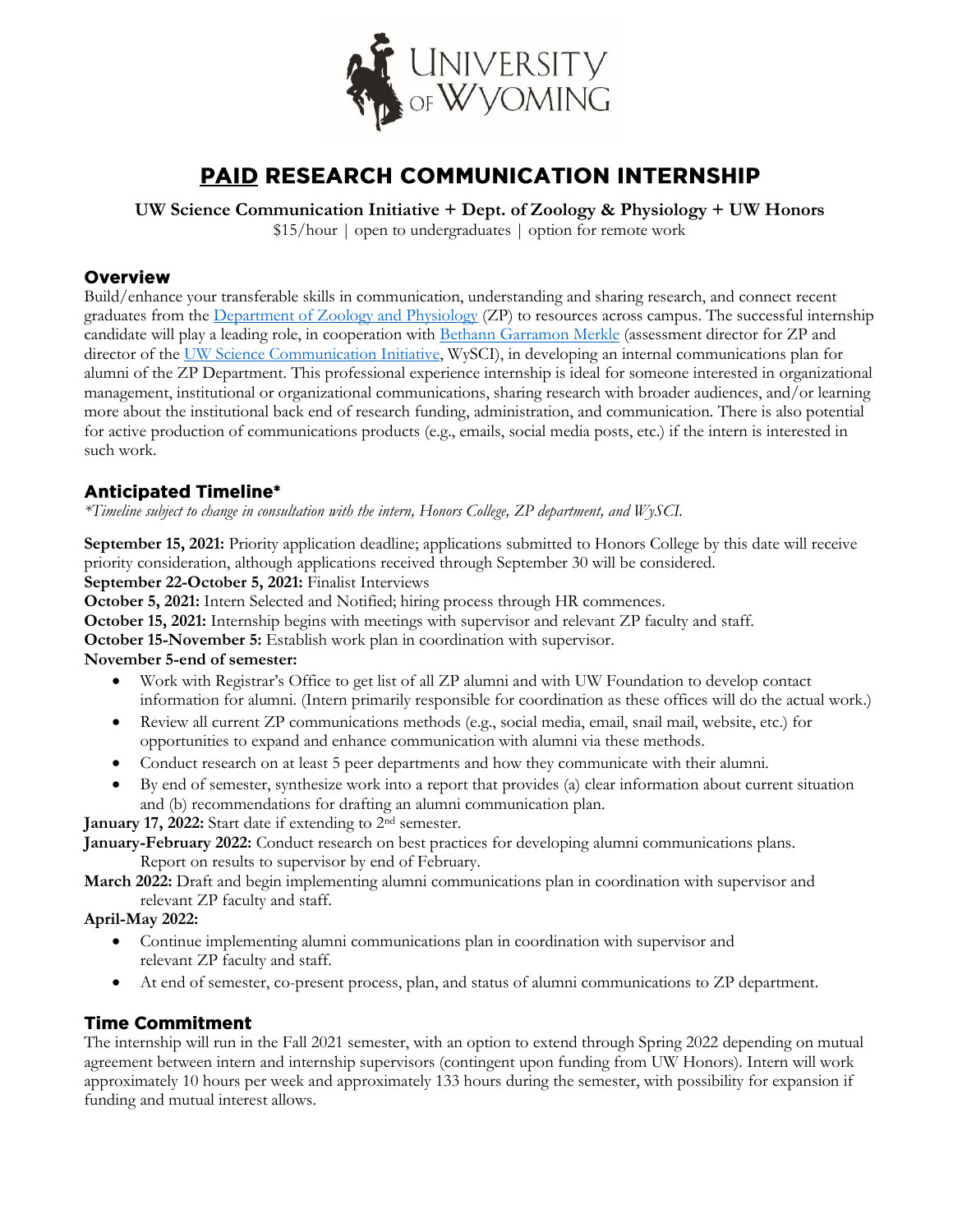# PAID RESEARCH COMMUNICATION INTERNSHIP

**UW Science Communication Initiative + Dept. of Zoology & Physiology + UW Honors**

$15/hour | open to undergraduates | option for remote work

## Overview

Build/enhance your transferable skills in communication, understanding and sharing research, and connect recent graduates from the Department of Zoology and Physiology (ZP) to resources across campus. The successful internship candidate will play a leading role, in cooperation with Bethann Garramon Merkle (assessment director for ZP and director of the UW Science Communication Initiative, WySCI), in developing an internal communications plan for alumni of the ZP Department. This professional experience internship is ideal for someone interested in organizational management, institutional or organizational communications, sharing research with broader audiences, and/or learning more about the institutional back end of research funding, administration, and communication. There is also potential for active production of communications products (e.g., emails, social media posts, etc.) if the intern is interested in such work.

## Anticipated Timeline*

*\*Timeline subject to change in consultation with the intern, Honors College, ZP department, and WySCI.*

**September 15, 2021:** Priority application deadline; applications submitted to Honors College by this date will receive priority consideration, although applications received through September 30 will be considered.

**September 22-October 5, 2021:** Finalist Interviews

**October 5, 2021:** Intern Selected and Notified; hiring process through HR commences.

**October 15, 2021:** Internship begins with meetings with supervisor and relevant ZP faculty and staff.

**October 15-November 5:** Establish work plan in coordination with supervisor.

**November 5-end of semester:**

- Work with Registrar's Office to get list of all ZP alumni and with UW Foundation to develop contact information for alumni. (Intern primarily responsible for coordination as these offices will do the actual work.)
- Review all current ZP communications methods (e.g., social media, email, snail mail, website, etc.) for opportunities to expand and enhance communication with alumni via these methods.
- Conduct research on at least 5 peer departments and how they communicate with their alumni.
- By end of semester, synthesize work into a report that provides (a) clear information about current situation and (b) recommendations for drafting an alumni communication plan.

**January 17, 2022:** Start date if extending to 2nd semester.

**January-February 2022:** Conduct research on best practices for developing alumni communications plans. Report on results to supervisor by end of February.

**March 2022:** Draft and begin implementing alumni communications plan in coordination with supervisor and relevant ZP faculty and staff.

**April-May 2022:**

- Continue implementing alumni communications plan in coordination with supervisor and relevant ZP faculty and staff.
- At end of semester, co-present process, plan, and status of alumni communications to ZP department.

## Time Commitment

The internship will run in the Fall 2021 semester, with an option to extend through Spring 2022 depending on mutual agreement between intern and internship supervisors (contingent upon funding from UW Honors). Intern will work approximately 10 hours per week and approximately 133 hours during the semester, with possibility for expansion if funding and mutual interest allows.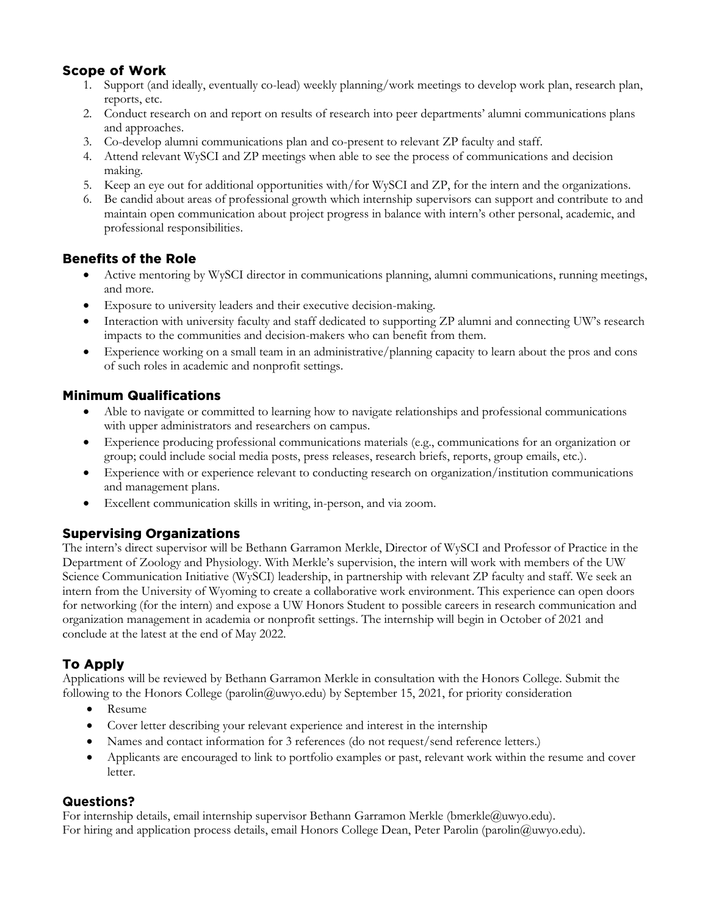## Scope of Work

1. Support (and ideally, eventually co-lead) weekly planning/work meetings to develop work plan, research plan, reports, etc.
2. Conduct research on and report on results of research into peer departments' alumni communications plans and approaches.
3. Co-develop alumni communications plan and co-present to relevant ZP faculty and staff.
4. Attend relevant WySCI and ZP meetings when able to see the process of communications and decision making.
5. Keep an eye out for additional opportunities with/for WySCI and ZP, for the intern and the organizations.
6. Be candid about areas of professional growth which internship supervisors can support and contribute to and maintain open communication about project progress in balance with intern's other personal, academic, and professional responsibilities.

## Benefits of the Role

- Active mentoring by WySCI director in communications planning, alumni communications, running meetings, and more.
- Exposure to university leaders and their executive decision-making.
- Interaction with university faculty and staff dedicated to supporting ZP alumni and connecting UW's research impacts to the communities and decision-makers who can benefit from them.
- Experience working on a small team in an administrative/planning capacity to learn about the pros and cons of such roles in academic and nonprofit settings.

## Minimum Qualifications

- Able to navigate or committed to learning how to navigate relationships and professional communications with upper administrators and researchers on campus.
- Experience producing professional communications materials (e.g., communications for an organization or group; could include social media posts, press releases, research briefs, reports, group emails, etc.).
- Experience with or experience relevant to conducting research on organization/institution communications and management plans.
- Excellent communication skills in writing, in-person, and via zoom.

## Supervising Organizations

The intern's direct supervisor will be Bethann Garramon Merkle, Director of WySCI and Professor of Practice in the Department of Zoology and Physiology. With Merkle's supervision, the intern will work with members of the UW Science Communication Initiative (WySCI) leadership, in partnership with relevant ZP faculty and staff. We seek an intern from the University of Wyoming to create a collaborative work environment. This experience can open doors for networking (for the intern) and expose a UW Honors Student to possible careers in research communication and organization management in academia or nonprofit settings. The internship will begin in October of 2021 and conclude at the latest at the end of May 2022.

## To Apply

Applications will be reviewed by Bethann Garramon Merkle in consultation with the Honors College. Submit the following to the Honors College (parolin@uwyo.edu) by September 15, 2021, for priority consideration

- Resume
- Cover letter describing your relevant experience and interest in the internship
- Names and contact information for 3 references (do not request/send reference letters.)
- Applicants are encouraged to link to portfolio examples or past, relevant work within the resume and cover letter.

## Questions?

For internship details, email internship supervisor Bethann Garramon Merkle (bmerkle@uwyo.edu).
For hiring and application process details, email Honors College Dean, Peter Parolin (parolin@uwyo.edu).